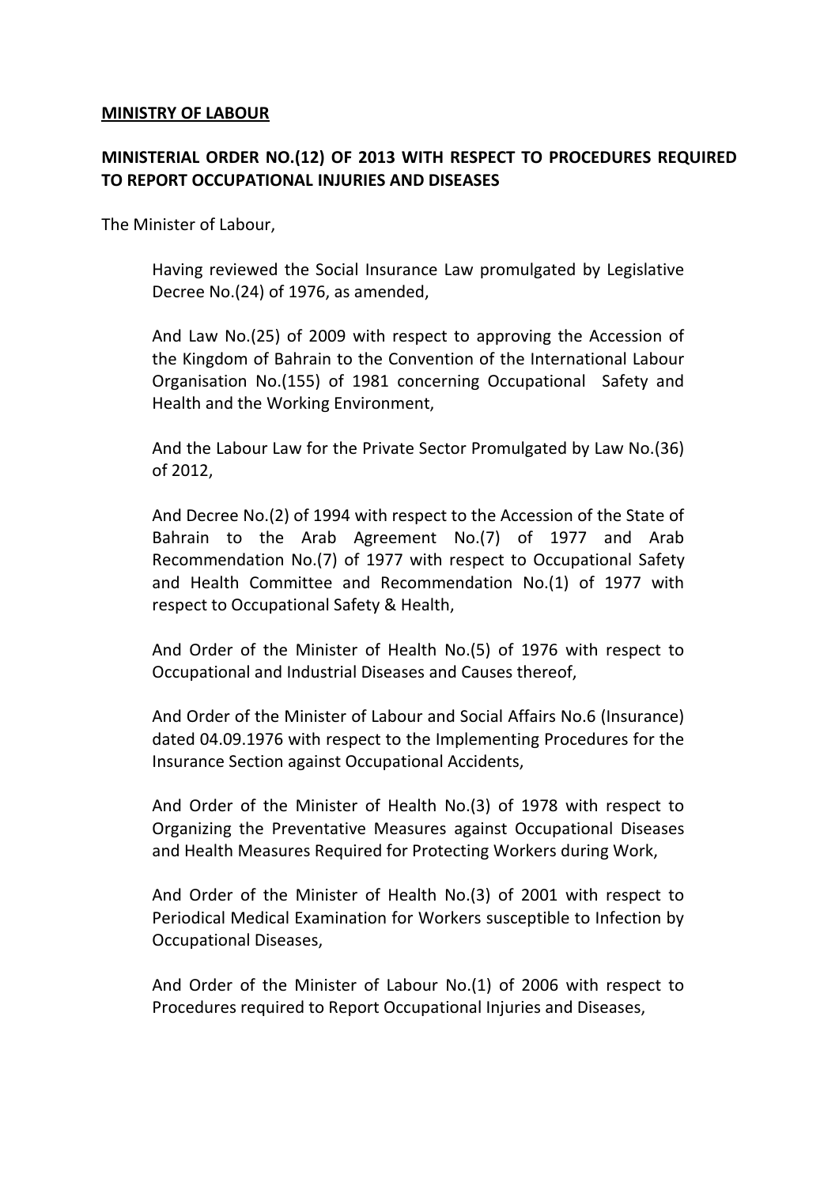**MINISTRY OF LABOUR**

**MINISTERIAL ORDER NO.(12) OF 2013 WITH RESPECT TO PROCEDURES REQUIRED TO REPORT OCCUPATIONAL INJURIES AND DISEASES**

The Minister of Labour,

Having reviewed the Social Insurance Law promulgated by Legislative Decree No.(24) of 1976, as amended,

And Law No.(25) of 2009 with respect to approving the Accession of the Kingdom of Bahrain to the Convention of the International Labour Organisation No.(155) of 1981 concerning Occupational Safety and Health and the Working Environment,

And the Labour Law for the Private Sector Promulgated by Law No.(36) of 2012,

And Decree No.(2) of 1994 with respect to the Accession of the State of Bahrain to the Arab Agreement No.(7) of 1977 and Arab Recommendation No.(7) of 1977 with respect to Occupational Safety and Health Committee and Recommendation No.(1) of 1977 with respect to Occupational Safety & Health,

And Order of the Minister of Health No.(5) of 1976 with respect to Occupational and Industrial Diseases and Causes thereof,

And Order of the Minister of Labour and Social Affairs No.6 (Insurance) dated 04.09.1976 with respect to the Implementing Procedures for the Insurance Section against Occupational Accidents,

And Order of the Minister of Health No.(3) of 1978 with respect to Organizing the Preventative Measures against Occupational Diseases and Health Measures Required for Protecting Workers during Work,

And Order of the Minister of Health No.(3) of 2001 with respect to Periodical Medical Examination for Workers susceptible to Infection by Occupational Diseases,

And Order of the Minister of Labour No.(1) of 2006 with respect to Procedures required to Report Occupational Injuries and Diseases,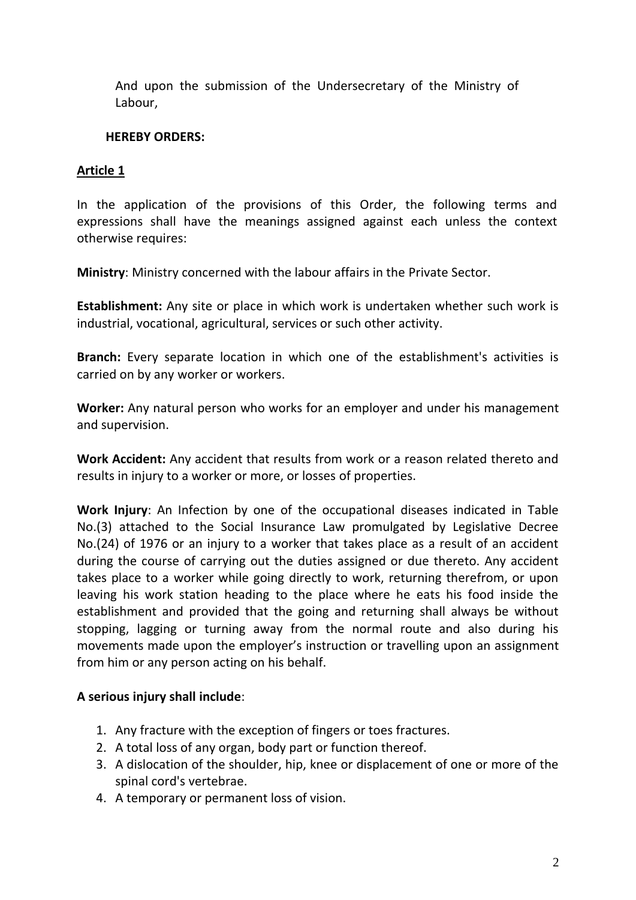And upon the submission of the Undersecretary of the Ministry of Labour,

**HEREBY ORDERS:**

## Article 1

In the application of the provisions of this Order, the following terms and expressions shall have the meanings assigned against each unless the context otherwise requires:

**Ministry**: Ministry concerned with the labour affairs in the Private Sector.

**Establishment:** Any site or place in which work is undertaken whether such work is industrial, vocational, agricultural, services or such other activity.

**Branch:** Every separate location in which one of the establishment's activities is carried on by any worker or workers.

**Worker:** Any natural person who works for an employer and under his management and supervision.

**Work Accident:** Any accident that results from work or a reason related thereto and results in injury to a worker or more, or losses of properties.

**Work Injury**: An Infection by one of the occupational diseases indicated in Table No.(3) attached to the Social Insurance Law promulgated by Legislative Decree No.(24) of 1976 or an injury to a worker that takes place as a result of an accident during the course of carrying out the duties assigned or due thereto. Any accident takes place to a worker while going directly to work, returning therefrom, or upon leaving his work station heading to the place where he eats his food inside the establishment and provided that the going and returning shall always be without stopping, lagging or turning away from the normal route and also during his movements made upon the employer's instruction or travelling upon an assignment from him or any person acting on his behalf.

**A serious injury shall include**:

1. Any fracture with the exception of fingers or toes fractures.
2. A total loss of any organ, body part or function thereof.
3. A dislocation of the shoulder, hip, knee or displacement of one or more of the spinal cord's vertebrae.
4. A temporary or permanent loss of vision.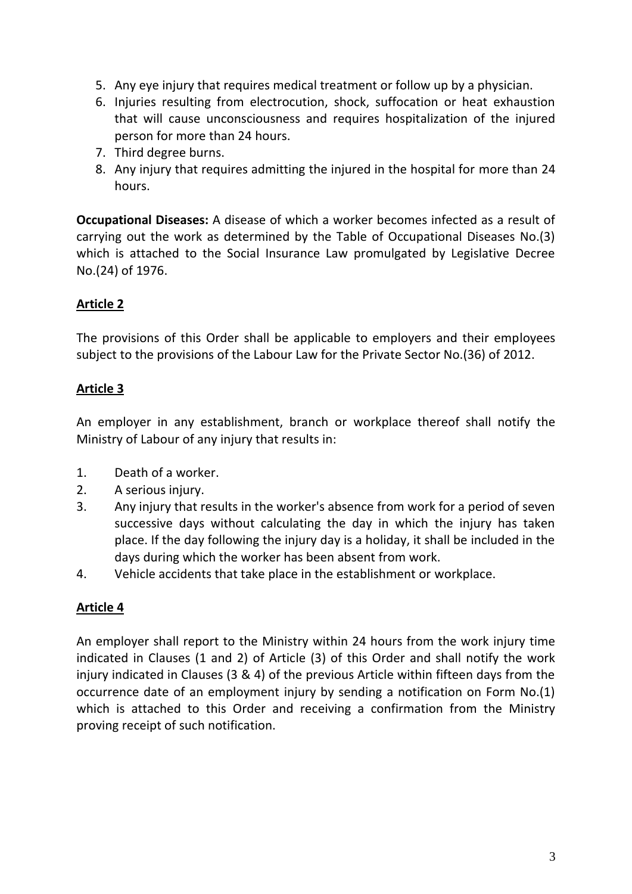5. Any eye injury that requires medical treatment or follow up by a physician.
6. Injuries resulting from electrocution, shock, suffocation or heat exhaustion that will cause unconsciousness and requires hospitalization of the injured person for more than 24 hours.
7. Third degree burns.
8. Any injury that requires admitting the injured in the hospital for more than 24 hours.

**Occupational Diseases:** A disease of which a worker becomes infected as a result of carrying out the work as determined by the Table of Occupational Diseases No.(3) which is attached to the Social Insurance Law promulgated by Legislative Decree No.(24) of 1976.

## Article 2

The provisions of this Order shall be applicable to employers and their employees subject to the provisions of the Labour Law for the Private Sector No.(36) of 2012.

## Article 3

An employer in any establishment, branch or workplace thereof shall notify the Ministry of Labour of any injury that results in:

1. Death of a worker.
2. A serious injury.
3. Any injury that results in the worker's absence from work for a period of seven successive days without calculating the day in which the injury has taken place. If the day following the injury day is a holiday, it shall be included in the days during which the worker has been absent from work.
4. Vehicle accidents that take place in the establishment or workplace.

## Article 4

An employer shall report to the Ministry within 24 hours from the work injury time indicated in Clauses (1 and 2) of Article (3) of this Order and shall notify the work injury indicated in Clauses (3 & 4) of the previous Article within fifteen days from the occurrence date of an employment injury by sending a notification on Form No.(1) which is attached to this Order and receiving a confirmation from the Ministry proving receipt of such notification.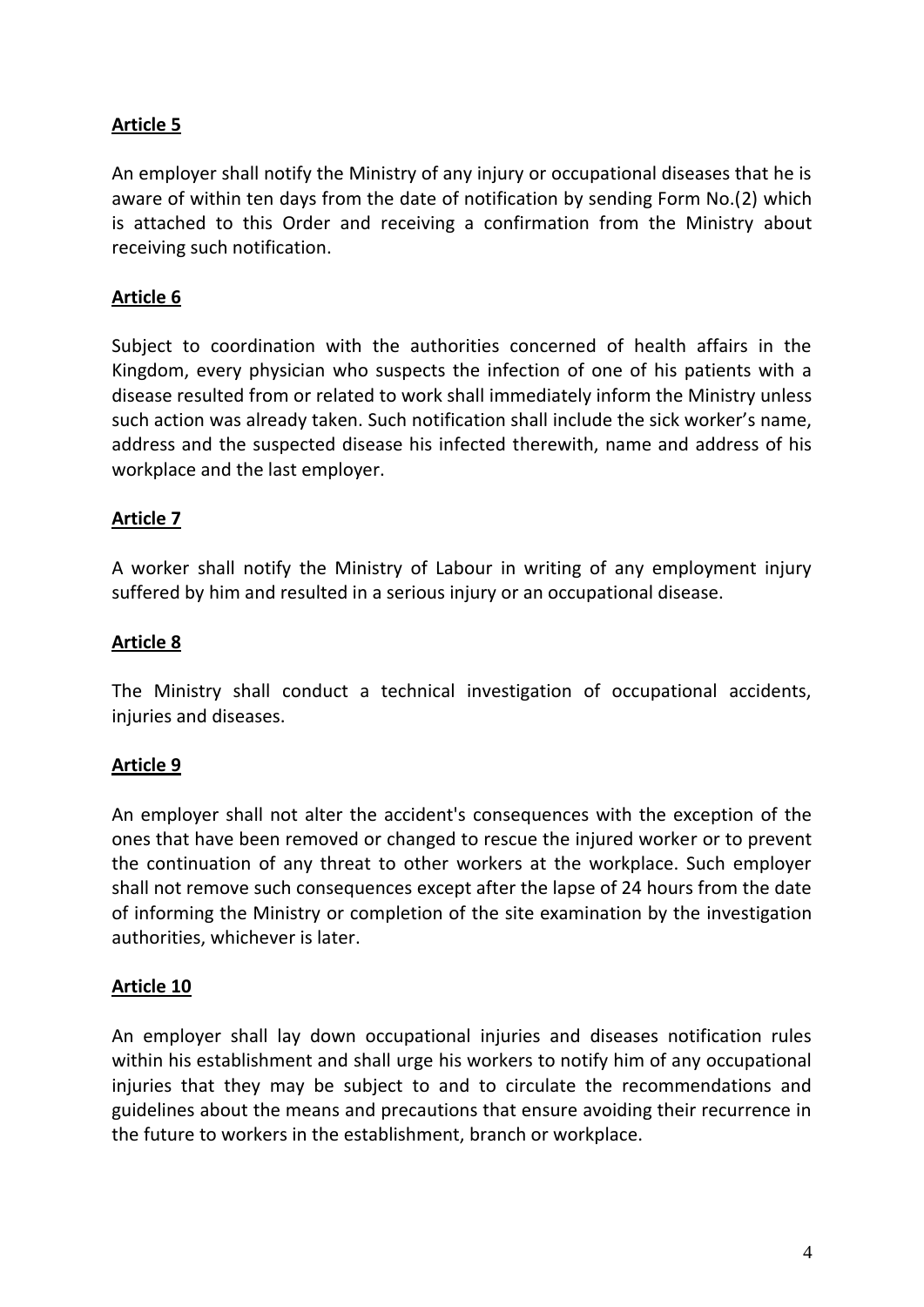**Article 5**

An employer shall notify the Ministry of any injury or occupational diseases that he is aware of within ten days from the date of notification by sending Form No.(2) which is attached to this Order and receiving a confirmation from the Ministry about receiving such notification.

**Article 6**

Subject to coordination with the authorities concerned of health affairs in the Kingdom, every physician who suspects the infection of one of his patients with a disease resulted from or related to work shall immediately inform the Ministry unless such action was already taken. Such notification shall include the sick worker's name, address and the suspected disease his infected therewith, name and address of his workplace and the last employer.

**Article 7**

A worker shall notify the Ministry of Labour in writing of any employment injury suffered by him and resulted in a serious injury or an occupational disease.

**Article 8**

The Ministry shall conduct a technical investigation of occupational accidents, injuries and diseases.

**Article 9**

An employer shall not alter the accident's consequences with the exception of the ones that have been removed or changed to rescue the injured worker or to prevent the continuation of any threat to other workers at the workplace. Such employer shall not remove such consequences except after the lapse of 24 hours from the date of informing the Ministry or completion of the site examination by the investigation authorities, whichever is later.

**Article 10**

An employer shall lay down occupational injuries and diseases notification rules within his establishment and shall urge his workers to notify him of any occupational injuries that they may be subject to and to circulate the recommendations and guidelines about the means and precautions that ensure avoiding their recurrence in the future to workers in the establishment, branch or workplace.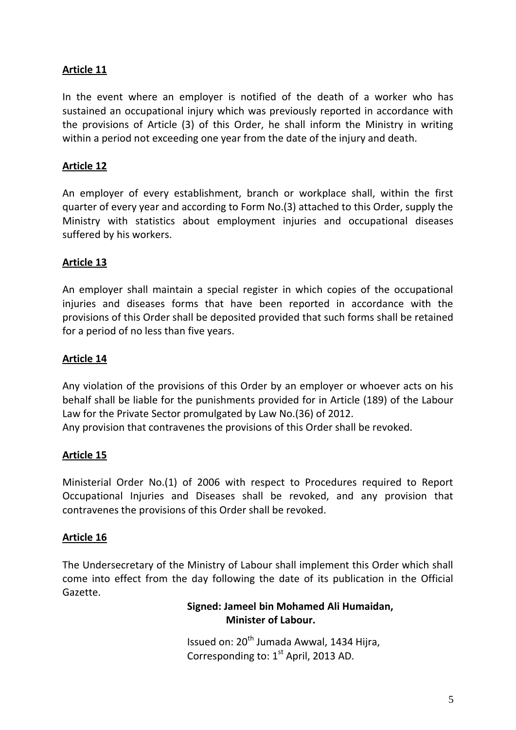## Article 11

In the event where an employer is notified of the death of a worker who has sustained an occupational injury which was previously reported in accordance with the provisions of Article (3) of this Order, he shall inform the Ministry in writing within a period not exceeding one year from the date of the injury and death.

## Article 12

An employer of every establishment, branch or workplace shall, within the first quarter of every year and according to Form No.(3) attached to this Order, supply the Ministry with statistics about employment injuries and occupational diseases suffered by his workers.

## Article 13

An employer shall maintain a special register in which copies of the occupational injuries and diseases forms that have been reported in accordance with the provisions of this Order shall be deposited provided that such forms shall be retained for a period of no less than five years.

## Article 14

Any violation of the provisions of this Order by an employer or whoever acts on his behalf shall be liable for the punishments provided for in Article (189) of the Labour Law for the Private Sector promulgated by Law No.(36) of 2012.
Any provision that contravenes the provisions of this Order shall be revoked.

## Article 15

Ministerial Order No.(1) of 2006 with respect to Procedures required to Report Occupational Injuries and Diseases shall be revoked, and any provision that contravenes the provisions of this Order shall be revoked.

## Article 16

The Undersecretary of the Ministry of Labour shall implement this Order which shall come into effect from the day following the date of its publication in the Official Gazette.

**Signed: Jameel bin Mohamed Ali Humaidan,**
**Minister of Labour.**

Issued on: 20th Jumada Awwal, 1434 Hijra,
Corresponding to: 1st April, 2013 AD.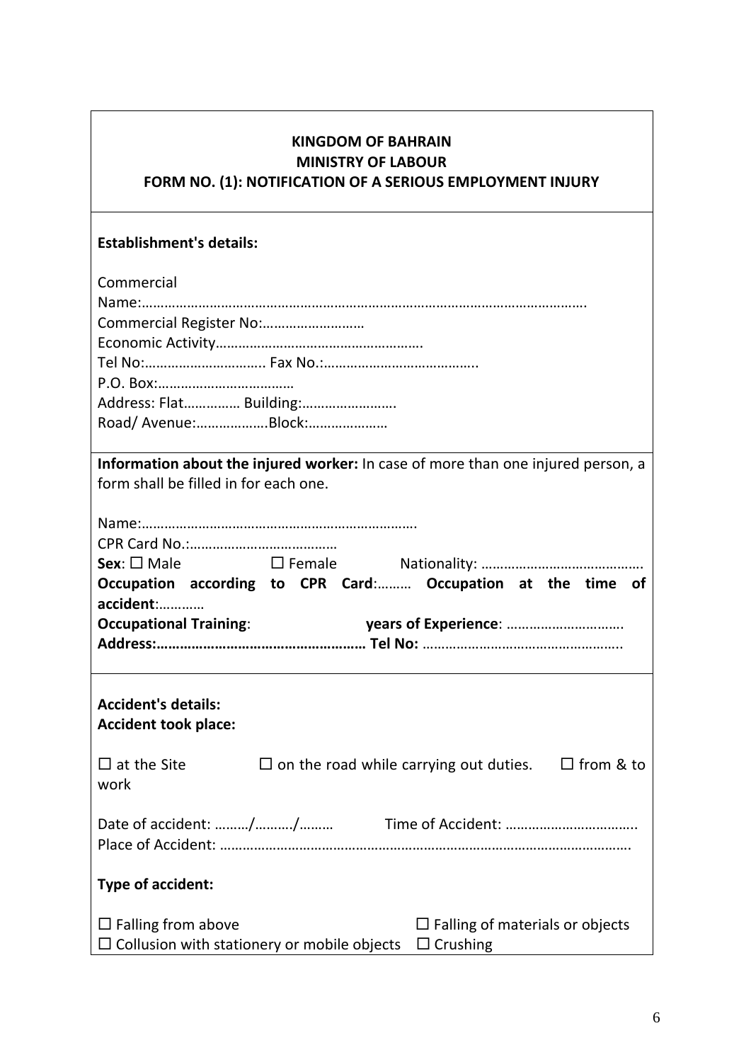**KINGDOM OF BAHRAIN**
**MINISTRY OF LABOUR**
**FORM NO. (1): NOTIFICATION OF A SERIOUS EMPLOYMENT INJURY**

**Establishment's details:**

Commercial Name:……………………………………………………………………………………………………….
Commercial Register No:………………………
Economic Activity……………………………………………….
Tel No:………………………….. Fax No.:…………………………………..
P.O. Box:………………………………
Address: Flat…………… Building:…………………….
Road/ Avenue:……………….Block:…………………

**Information about the injured worker:** In case of more than one injured person, a form shall be filled in for each one.

Name:……………………………………………………………….
CPR Card No.:…………………………………
**Sex**: ☐ Male ☐ Female Nationality: …………………………………….
**Occupation according to CPR Card**:……… **Occupation at the time of accident**:…………
**Occupational Training**: **years of Experience**: ………………………….
**Address:…………………………………………… Tel No:** ……………………………………………

**Accident's details:**
**Accident took place:**

☐ at the Site ☐ on the road while carrying out duties. ☐ from & to work

Date of accident: ………/………./……… Time of Accident: ……………………………..
Place of Accident: ……………………………………………………………………………………………

**Type of accident:**

☐ Falling from above ☐ Falling of materials or objects
☐ Collusion with stationery or mobile objects ☐ Crushing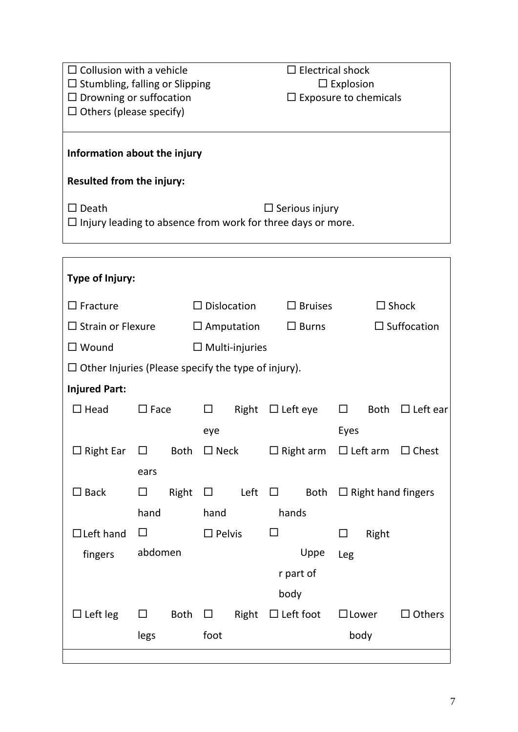☐ Collusion with a vehicle
☐ Stumbling, falling or Slipping
☐ Drowning or suffocation
☐ Others (please specify)
☐ Electrical shock
☐ Explosion
☐ Exposure to chemicals

**Information about the injury**

**Resulted from the injury:**

☐ Death ☐ Serious injury
☐ Injury leading to absence from work for three days or more.

**Type of Injury:**

| | | | |
|---|---|---|---|
| ☐ Fracture | ☐ Dislocation | ☐ Bruises | ☐ Shock |
| ☐ Strain or Flexure | ☐ Amputation | ☐ Burns | ☐ Suffocation |
| ☐ Wound | ☐ Multi-injuries | | |

☐ Other Injuries (Please specify the type of injury).

**Injured Part:**

| | | | | | |
|---|---|---|---|---|---|
| ☐ Head | ☐ Face | ☐ Right eye | ☐ Left eye | ☐ Both Eyes | ☐ Left ear |
| ☐ Right Ear | ☐ Both ears | ☐ Neck | ☐ Right arm | ☐ Left arm | ☐ Chest |
| ☐ Back | ☐ Right hand | ☐ Left hand | ☐ Both hands | ☐ Right hand fingers | |
| ☐ Left hand fingers | ☐ abdomen | ☐ Pelvis | ☐ Upper part of body | ☐ Right Leg | |
| ☐ Left leg | ☐ Both legs | ☐ Right foot | ☐ Left foot | ☐ Lower body | ☐ Others |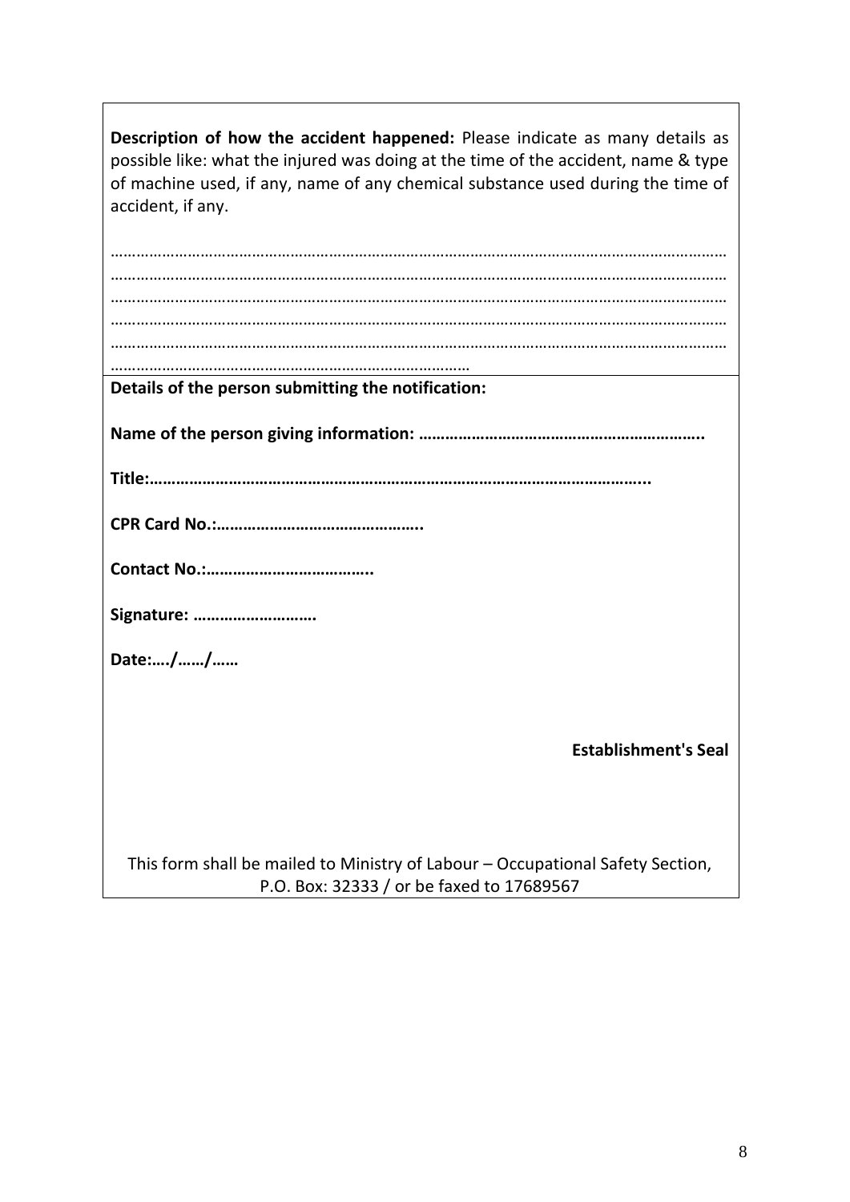**Description of how the accident happened:** Please indicate as many details as possible like: what the injured was doing at the time of the accident, name & type of machine used, if any, name of any chemical substance used during the time of accident, if any.

…………………………………………………………………………………………………………………………………
…………………………………………………………………………………………………………………………………
…………………………………………………………………………………………………………………………………
…………………………………………………………………………………………………………………………………
…………………………………………………………………………………………………………………………………
………………………………………………………………………………

**Details of the person submitting the notification:**

**Name of the person giving information: ………………………………………………………..**

**Title:……………………………………………………………………………………………………...**

**CPR Card No.:………………………………………..**

**Contact No.:………………………………..**

**Signature: ……………………….**

**Date:…./……/……**

**Establishment's Seal**

This form shall be mailed to Ministry of Labour – Occupational Safety Section, P.O. Box: 32333 / or be faxed to 17689567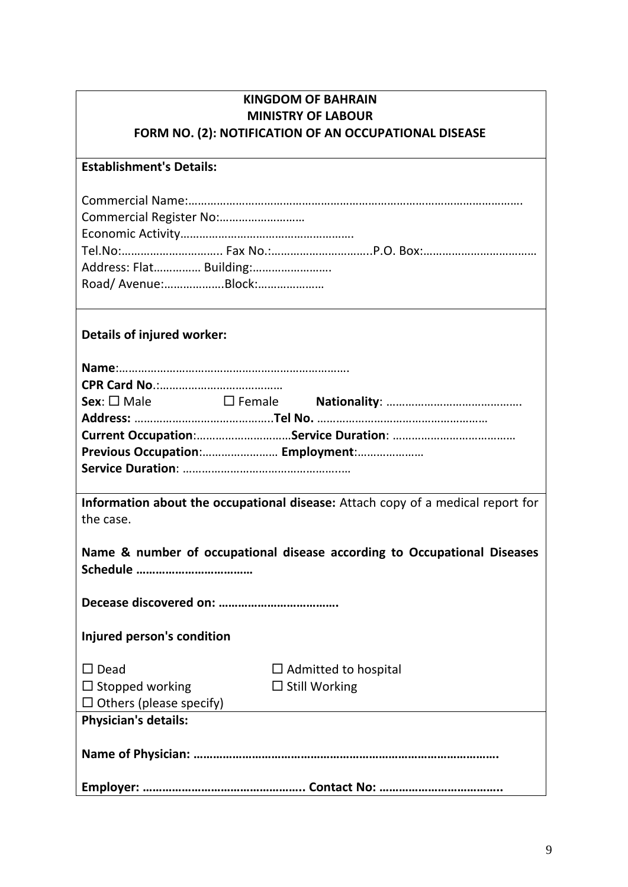**KINGDOM OF BAHRAIN**
**MINISTRY OF LABOUR**
**FORM NO. (2): NOTIFICATION OF AN OCCUPATIONAL DISEASE**

**Establishment's Details:**

Commercial Name:……………………………………………………………………………………………….
Commercial Register No:………………………
Economic Activity……………………………………………….
Tel.No:………………………….. Fax No.:…………………………..P.O. Box:……………………………
Address: Flat…………… Building:…………………….
Road/ Avenue:……………….Block:…………………

**Details of injured worker:**

**Name**:……………………………………………………………….
**CPR Card No**.:…………………………………
**Sex**: ☐ Male ☐ Female **Nationality**: …………………………………….
**Address:** …………………………………….**Tel No.** ………………………………………………
**Current Occupation**:…………………………**Service Duration**: …………………………………
**Previous Occupation**:…………………… **Employment**:…………………
**Service Duration**: ………………………………………….…

**Information about the occupational disease:** Attach copy of a medical report for the case.

**Name & number of occupational disease according to Occupational Diseases Schedule ………………………………**

**Decease discovered on: ……………………………….**

**Injured person's condition**

☐ Dead ☐ Admitted to hospital
☐ Stopped working ☐ Still Working
☐ Others (please specify)

**Physician's details:**

**Name of Physician: ……………………………………………………………………………….**

**Employer: ………………………………………….. Contact No: ………………………………..**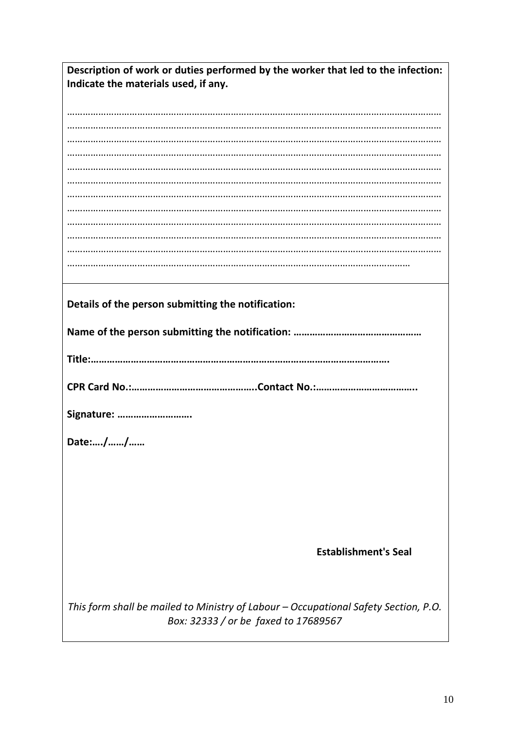**Description of work or duties performed by the worker that led to the infection: Indicate the materials used, if any.**

……………………………………………………………………………………………………………………………………
……………………………………………………………………………………………………………………………………
……………………………………………………………………………………………………………………………………
……………………………………………………………………………………………………………………………………
……………………………………………………………………………………………………………………………………
……………………………………………………………………………………………………………………………………
……………………………………………………………………………………………………………………………………
……………………………………………………………………………………………………………………………………
……………………………………………………………………………………………………………………………………
……………………………………………………………………………………………………………………………………
……………………………………………………………………………………………………………………………………
……………………………………………………………………………………………………………………………

**Details of the person submitting the notification:**

**Name of the person submitting the notification: ………………………………………**

**Title:………………………………………………………………………………………………….**

**CPR Card No.:………………………………………..Contact No.:………………………………..**

**Signature: ……………………….**

**Date:…./……/……**

**Establishment's Seal**

*This form shall be mailed to Ministry of Labour – Occupational Safety Section, P.O. Box: 32333 / or be faxed to 17689567*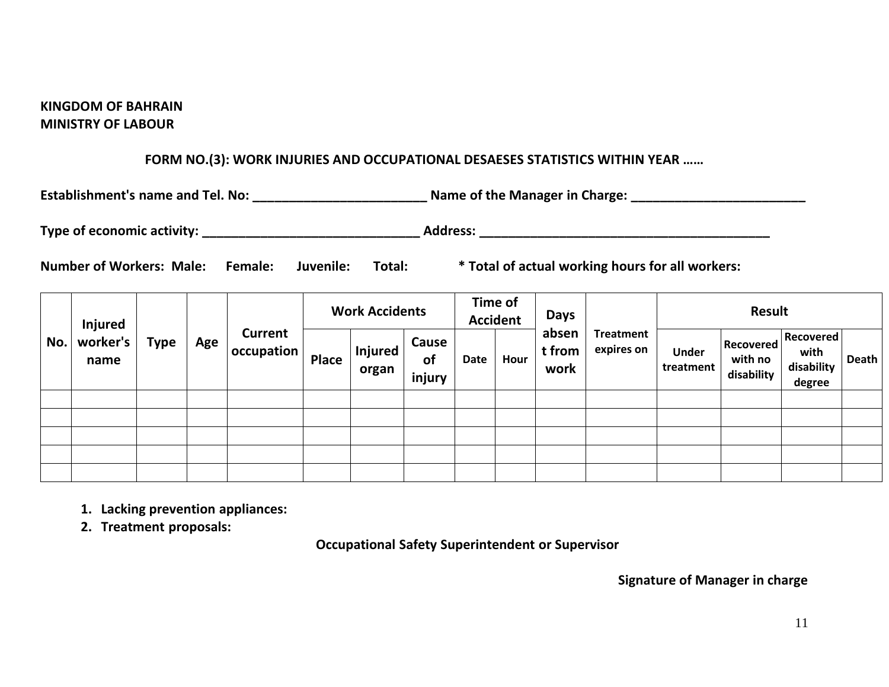**KINGDOM OF BAHRAIN**
**MINISTRY OF LABOUR**

## FORM NO.(3): WORK INJURIES AND OCCUPATIONAL DESAESES STATISTICS WITHIN YEAR ……

**Establishment's name and Tel. No: ________________________ Name of the Manager in Charge: ________________________**

**Type of economic activity: ______________________________ Address: ________________________________________**

**Number of Workers: Male: Female: Juvenile: Total: * Total of actual working hours for all workers:**

| No. | Injured worker's name | Type | Age | Current occupation | Work Accidents | | | Time of Accident | | Days absent from work | Treatment expires on | Result | | | |
|---|---|---|---|---|---|---|---|---|---|---|---|---|---|---|---|
| | | | | | Place | Injured organ | Cause of injury | Date | Hour | | | Under treatment | Recovered with no disability | Recovered with disability degree | Death |
| | | | | | | | | | | | | | | | |
| | | | | | | | | | | | | | | | |
| | | | | | | | | | | | | | | | |
| | | | | | | | | | | | | | | | |
| | | | | | | | | | | | | | | | |

1. **Lacking prevention appliances:**
2. **Treatment proposals:**

**Occupational Safety Superintendent or Supervisor**

**Signature of Manager in charge**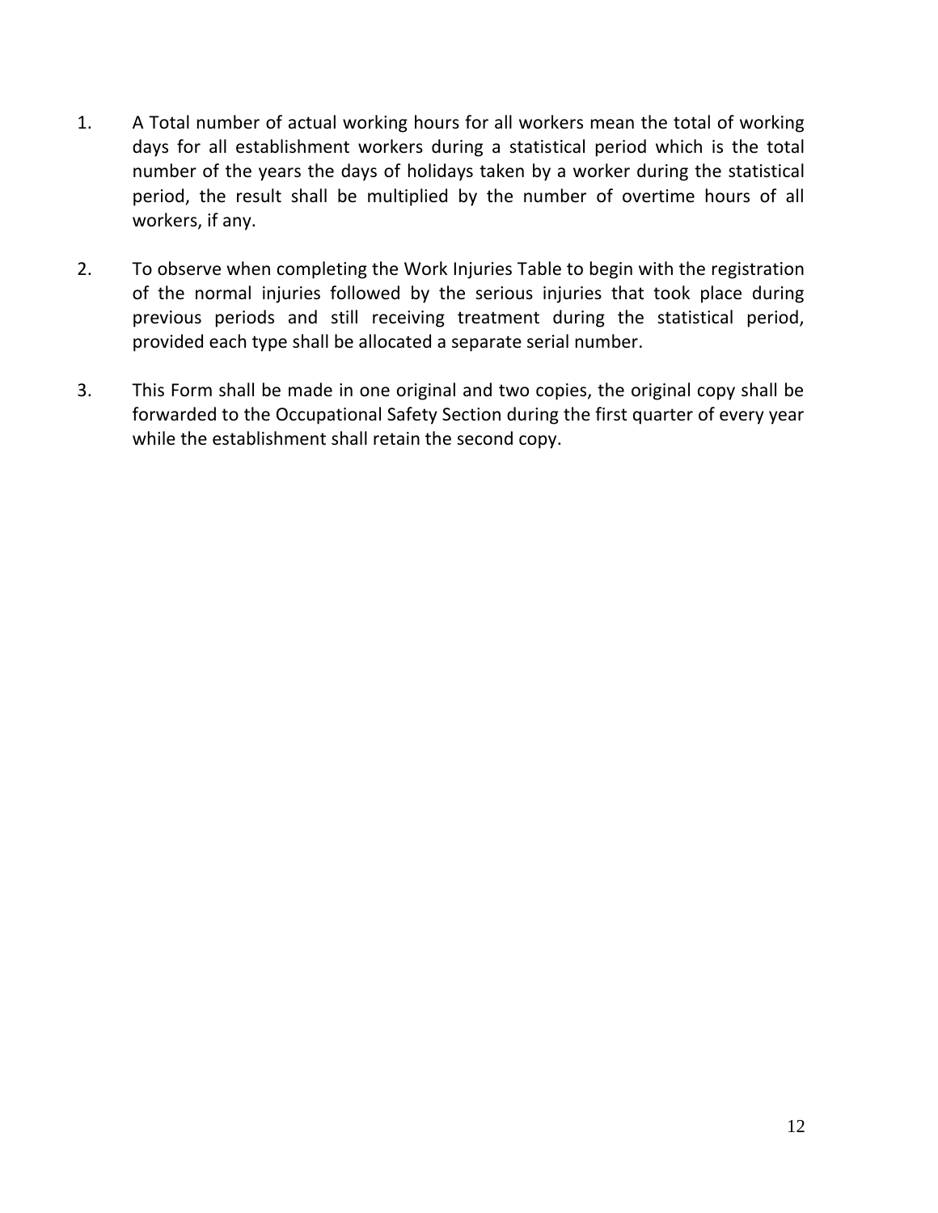1. A Total number of actual working hours for all workers mean the total of working days for all establishment workers during a statistical period which is the total number of the years the days of holidays taken by a worker during the statistical period, the result shall be multiplied by the number of overtime hours of all workers, if any.

2. To observe when completing the Work Injuries Table to begin with the registration of the normal injuries followed by the serious injuries that took place during previous periods and still receiving treatment during the statistical period, provided each type shall be allocated a separate serial number.

3. This Form shall be made in one original and two copies, the original copy shall be forwarded to the Occupational Safety Section during the first quarter of every year while the establishment shall retain the second copy.